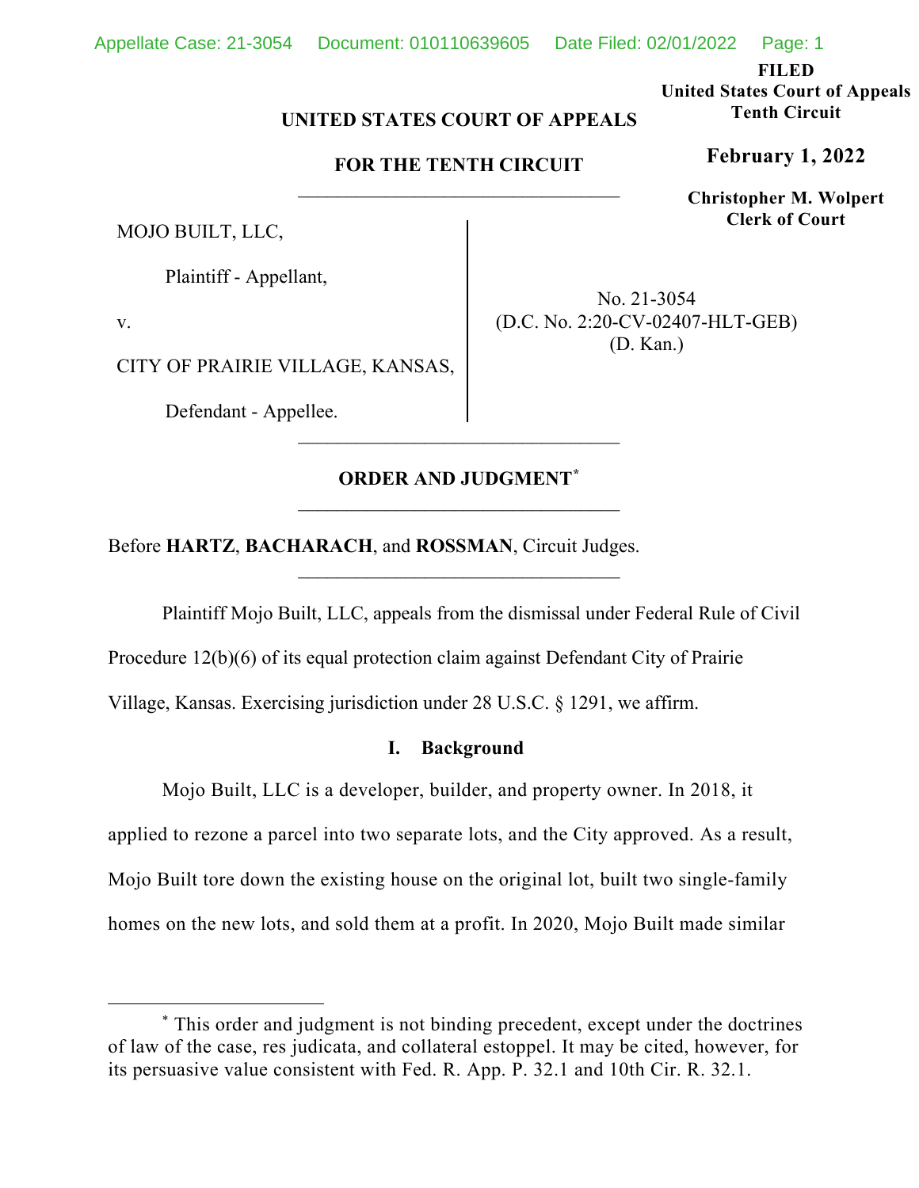FILED
United States Court of Appeals
Tenth Circuit

**February 1, 2022**

**Christopher M. Wolpert**
**Clerk of Court**

**UNITED STATES COURT OF APPEALS**

**FOR THE TENTH CIRCUIT**

---

MOJO BUILT, LLC,

Plaintiff - Appellant,

v.

CITY OF PRAIRIE VILLAGE, KANSAS,

Defendant - Appellee.

No. 21-3054
(D.C. No. 2:20-CV-02407-HLT-GEB)
(D. Kan.)

---

**ORDER AND JUDGMENT***

---

Before **HARTZ**, **BACHARACH**, and **ROSSMAN**, Circuit Judges.

---

Plaintiff Mojo Built, LLC, appeals from the dismissal under Federal Rule of Civil Procedure 12(b)(6) of its equal protection claim against Defendant City of Prairie Village, Kansas. Exercising jurisdiction under 28 U.S.C. § 1291, we affirm.

## I. Background

Mojo Built, LLC is a developer, builder, and property owner. In 2018, it applied to rezone a parcel into two separate lots, and the City approved. As a result, Mojo Built tore down the existing house on the original lot, built two single-family homes on the new lots, and sold them at a profit. In 2020, Mojo Built made similar

---

\* This order and judgment is not binding precedent, except under the doctrines of law of the case, res judicata, and collateral estoppel. It may be cited, however, for its persuasive value consistent with Fed. R. App. P. 32.1 and 10th Cir. R. 32.1.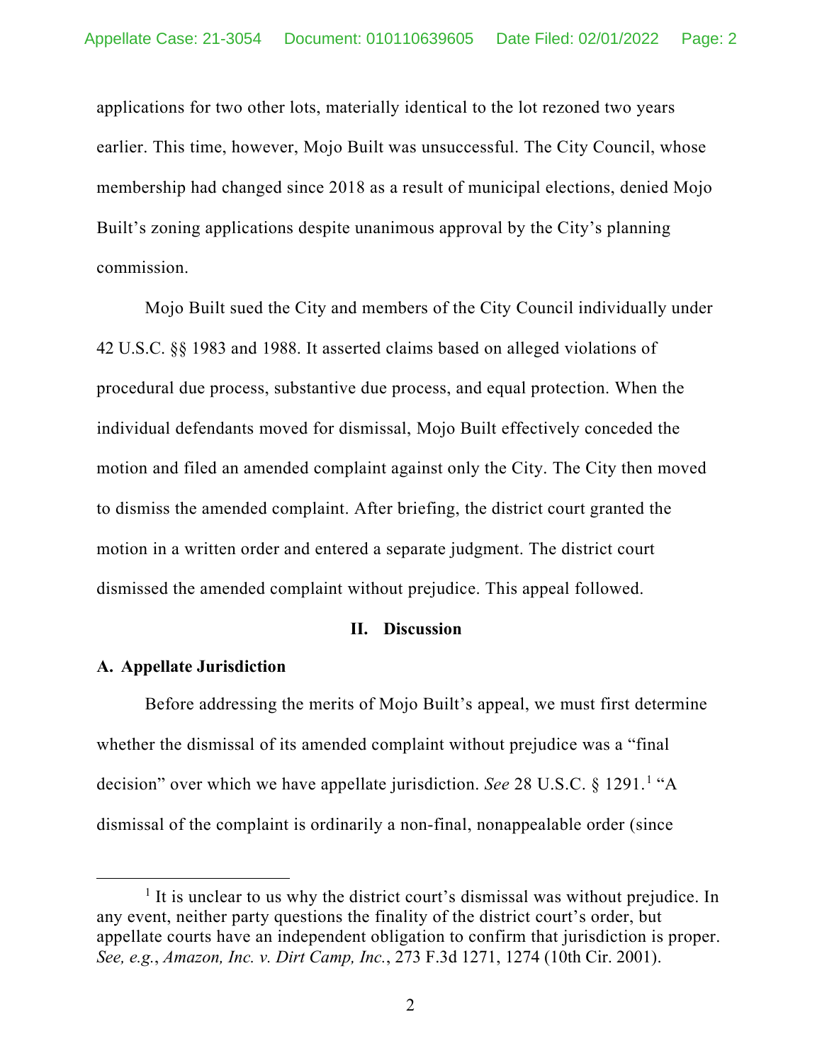applications for two other lots, materially identical to the lot rezoned two years earlier. This time, however, Mojo Built was unsuccessful. The City Council, whose membership had changed since 2018 as a result of municipal elections, denied Mojo Built's zoning applications despite unanimous approval by the City's planning commission.

Mojo Built sued the City and members of the City Council individually under 42 U.S.C. §§ 1983 and 1988. It asserted claims based on alleged violations of procedural due process, substantive due process, and equal protection. When the individual defendants moved for dismissal, Mojo Built effectively conceded the motion and filed an amended complaint against only the City. The City then moved to dismiss the amended complaint. After briefing, the district court granted the motion in a written order and entered a separate judgment. The district court dismissed the amended complaint without prejudice. This appeal followed.

## II. Discussion

### A. Appellate Jurisdiction

Before addressing the merits of Mojo Built's appeal, we must first determine whether the dismissal of its amended complaint without prejudice was a "final decision" over which we have appellate jurisdiction. *See* 28 U.S.C. § 1291.[1] "A dismissal of the complaint is ordinarily a non-final, nonappealable order (since

---

[1] It is unclear to us why the district court's dismissal was without prejudice. In any event, neither party questions the finality of the district court's order, but appellate courts have an independent obligation to confirm that jurisdiction is proper. *See, e.g.*, *Amazon, Inc. v. Dirt Camp, Inc.*, 273 F.3d 1271, 1274 (10th Cir. 2001).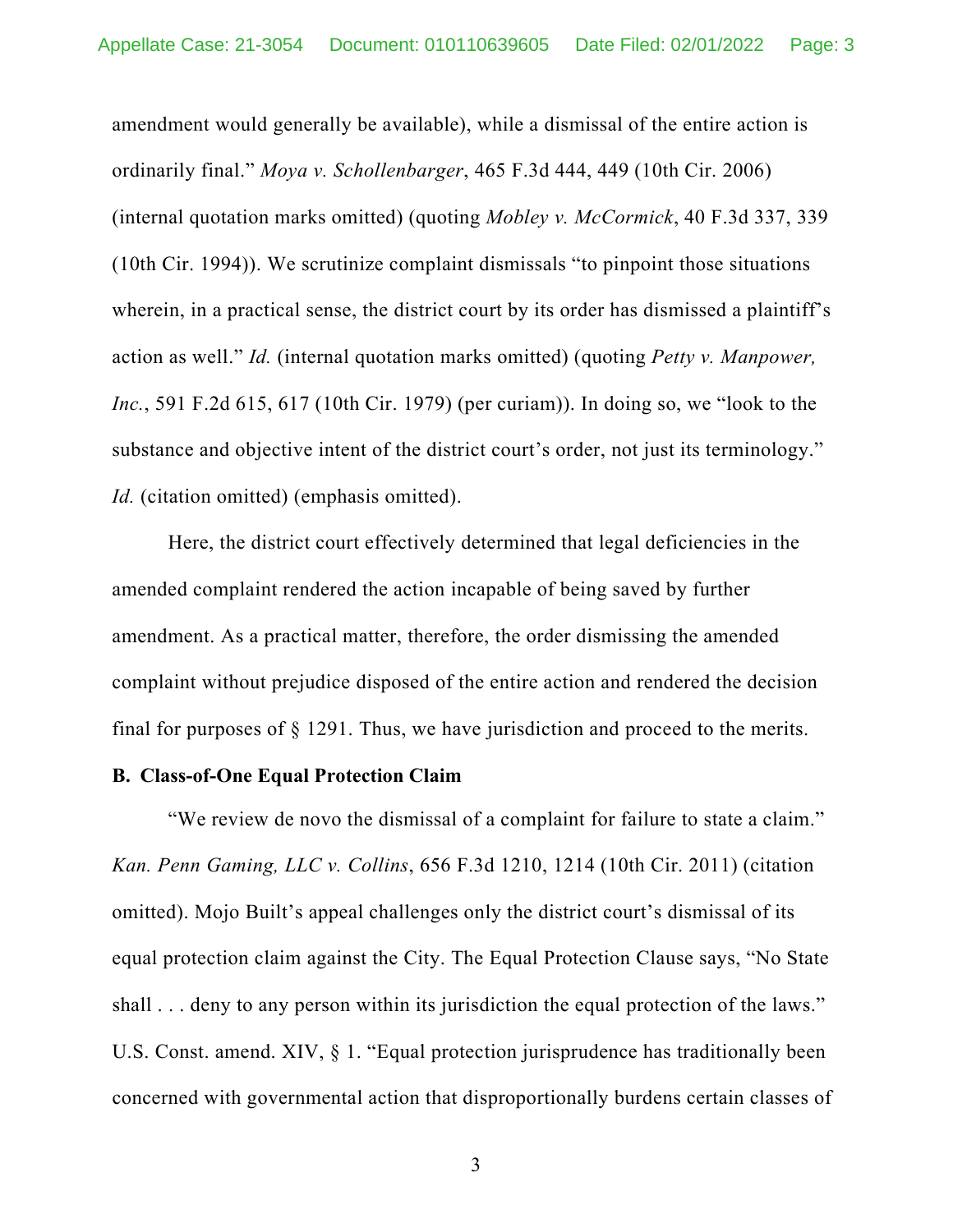amendment would generally be available), while a dismissal of the entire action is ordinarily final." *Moya v. Schollenbarger*, 465 F.3d 444, 449 (10th Cir. 2006) (internal quotation marks omitted) (quoting *Mobley v. McCormick*, 40 F.3d 337, 339 (10th Cir. 1994)). We scrutinize complaint dismissals "to pinpoint those situations wherein, in a practical sense, the district court by its order has dismissed a plaintiff's action as well." *Id.* (internal quotation marks omitted) (quoting *Petty v. Manpower, Inc.*, 591 F.2d 615, 617 (10th Cir. 1979) (per curiam)). In doing so, we "look to the substance and objective intent of the district court's order, not just its terminology." *Id.* (citation omitted) (emphasis omitted).

Here, the district court effectively determined that legal deficiencies in the amended complaint rendered the action incapable of being saved by further amendment. As a practical matter, therefore, the order dismissing the amended complaint without prejudice disposed of the entire action and rendered the decision final for purposes of § 1291. Thus, we have jurisdiction and proceed to the merits.

**B. Class-of-One Equal Protection Claim**

"We review de novo the dismissal of a complaint for failure to state a claim." *Kan. Penn Gaming, LLC v. Collins*, 656 F.3d 1210, 1214 (10th Cir. 2011) (citation omitted). Mojo Built's appeal challenges only the district court's dismissal of its equal protection claim against the City. The Equal Protection Clause says, "No State shall . . . deny to any person within its jurisdiction the equal protection of the laws." U.S. Const. amend. XIV, § 1. "Equal protection jurisprudence has traditionally been concerned with governmental action that disproportionally burdens certain classes of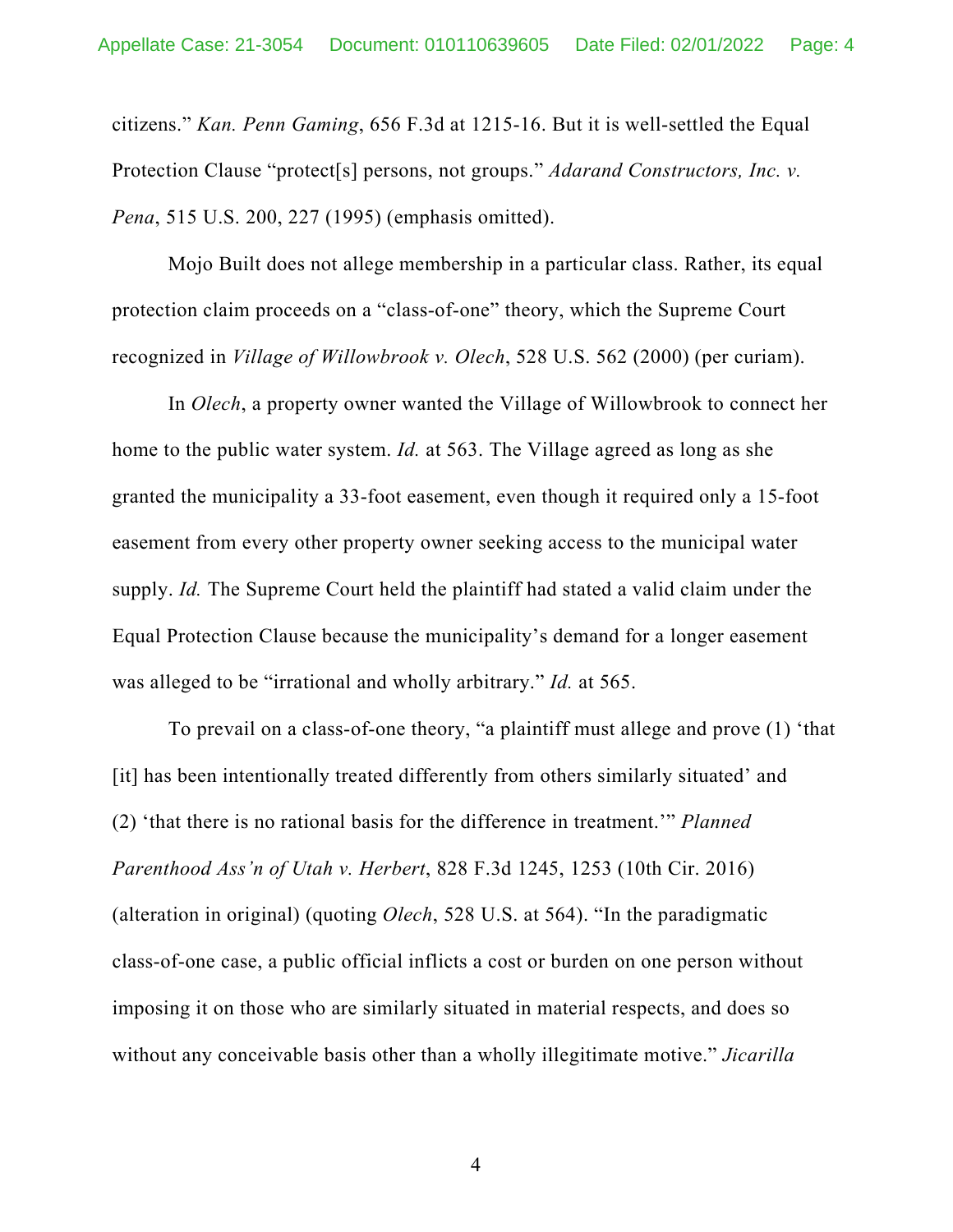citizens." *Kan. Penn Gaming*, 656 F.3d at 1215-16. But it is well-settled the Equal Protection Clause "protect[s] persons, not groups." *Adarand Constructors, Inc. v. Pena*, 515 U.S. 200, 227 (1995) (emphasis omitted).

Mojo Built does not allege membership in a particular class. Rather, its equal protection claim proceeds on a "class-of-one" theory, which the Supreme Court recognized in *Village of Willowbrook v. Olech*, 528 U.S. 562 (2000) (per curiam).

In *Olech*, a property owner wanted the Village of Willowbrook to connect her home to the public water system. *Id.* at 563. The Village agreed as long as she granted the municipality a 33-foot easement, even though it required only a 15-foot easement from every other property owner seeking access to the municipal water supply. *Id.* The Supreme Court held the plaintiff had stated a valid claim under the Equal Protection Clause because the municipality's demand for a longer easement was alleged to be "irrational and wholly arbitrary." *Id.* at 565.

To prevail on a class-of-one theory, "a plaintiff must allege and prove (1) 'that [it] has been intentionally treated differently from others similarly situated' and (2) 'that there is no rational basis for the difference in treatment.'" *Planned Parenthood Ass'n of Utah v. Herbert*, 828 F.3d 1245, 1253 (10th Cir. 2016) (alteration in original) (quoting *Olech*, 528 U.S. at 564). "In the paradigmatic class-of-one case, a public official inflicts a cost or burden on one person without imposing it on those who are similarly situated in material respects, and does so without any conceivable basis other than a wholly illegitimate motive." *Jicarilla*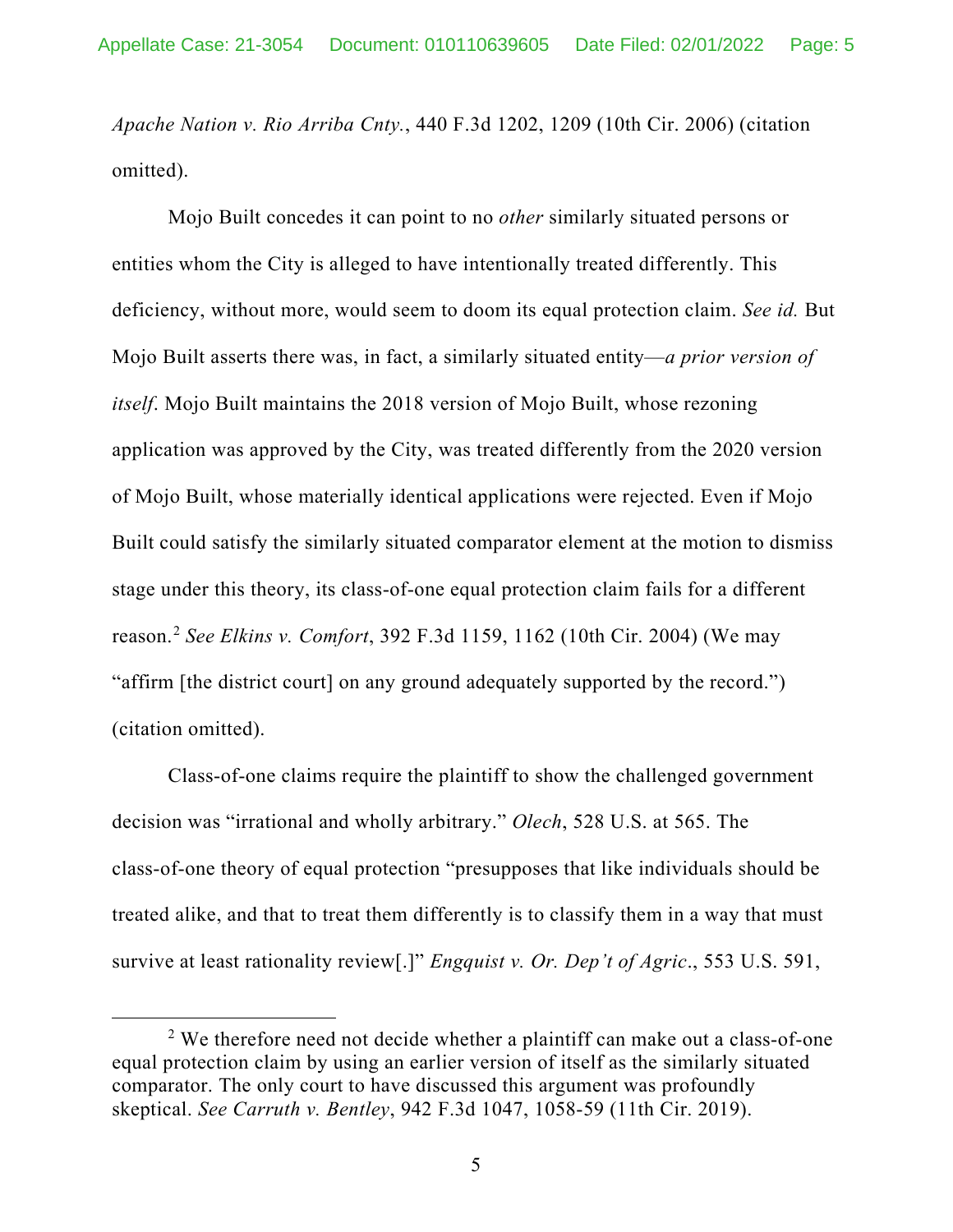*Apache Nation v. Rio Arriba Cnty.*, 440 F.3d 1202, 1209 (10th Cir. 2006) (citation omitted).

Mojo Built concedes it can point to no *other* similarly situated persons or entities whom the City is alleged to have intentionally treated differently. This deficiency, without more, would seem to doom its equal protection claim. *See id.* But Mojo Built asserts there was, in fact, a similarly situated entity—*a prior version of itself*. Mojo Built maintains the 2018 version of Mojo Built, whose rezoning application was approved by the City, was treated differently from the 2020 version of Mojo Built, whose materially identical applications were rejected. Even if Mojo Built could satisfy the similarly situated comparator element at the motion to dismiss stage under this theory, its class-of-one equal protection claim fails for a different reason.[2] *See Elkins v. Comfort*, 392 F.3d 1159, 1162 (10th Cir. 2004) (We may "affirm [the district court] on any ground adequately supported by the record.") (citation omitted).

Class-of-one claims require the plaintiff to show the challenged government decision was "irrational and wholly arbitrary." *Olech*, 528 U.S. at 565. The class-of-one theory of equal protection "presupposes that like individuals should be treated alike, and that to treat them differently is to classify them in a way that must survive at least rationality review[.]" *Engquist v. Or. Dep't of Agric.*, 553 U.S. 591,

---

[2] We therefore need not decide whether a plaintiff can make out a class-of-one equal protection claim by using an earlier version of itself as the similarly situated comparator. The only court to have discussed this argument was profoundly skeptical. *See Carruth v. Bentley*, 942 F.3d 1047, 1058-59 (11th Cir. 2019).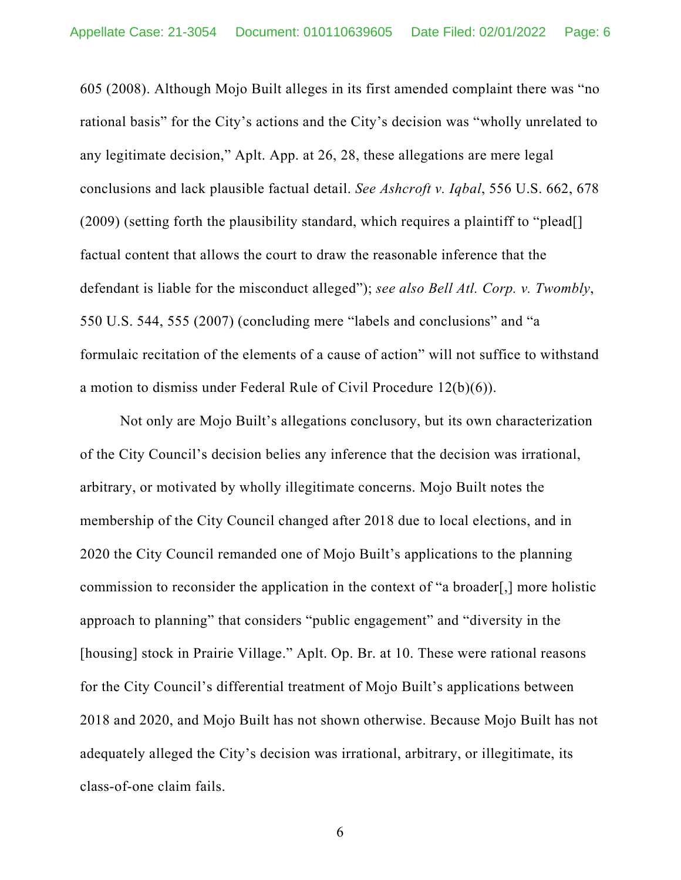605 (2008). Although Mojo Built alleges in its first amended complaint there was "no rational basis" for the City's actions and the City's decision was "wholly unrelated to any legitimate decision," Aplt. App. at 26, 28, these allegations are mere legal conclusions and lack plausible factual detail. *See Ashcroft v. Iqbal*, 556 U.S. 662, 678 (2009) (setting forth the plausibility standard, which requires a plaintiff to "plead[] factual content that allows the court to draw the reasonable inference that the defendant is liable for the misconduct alleged"); *see also Bell Atl. Corp. v. Twombly*, 550 U.S. 544, 555 (2007) (concluding mere "labels and conclusions" and "a formulaic recitation of the elements of a cause of action" will not suffice to withstand a motion to dismiss under Federal Rule of Civil Procedure 12(b)(6)).

Not only are Mojo Built's allegations conclusory, but its own characterization of the City Council's decision belies any inference that the decision was irrational, arbitrary, or motivated by wholly illegitimate concerns. Mojo Built notes the membership of the City Council changed after 2018 due to local elections, and in 2020 the City Council remanded one of Mojo Built's applications to the planning commission to reconsider the application in the context of "a broader[,] more holistic approach to planning" that considers "public engagement" and "diversity in the [housing] stock in Prairie Village." Aplt. Op. Br. at 10. These were rational reasons for the City Council's differential treatment of Mojo Built's applications between 2018 and 2020, and Mojo Built has not shown otherwise. Because Mojo Built has not adequately alleged the City's decision was irrational, arbitrary, or illegitimate, its class-of-one claim fails.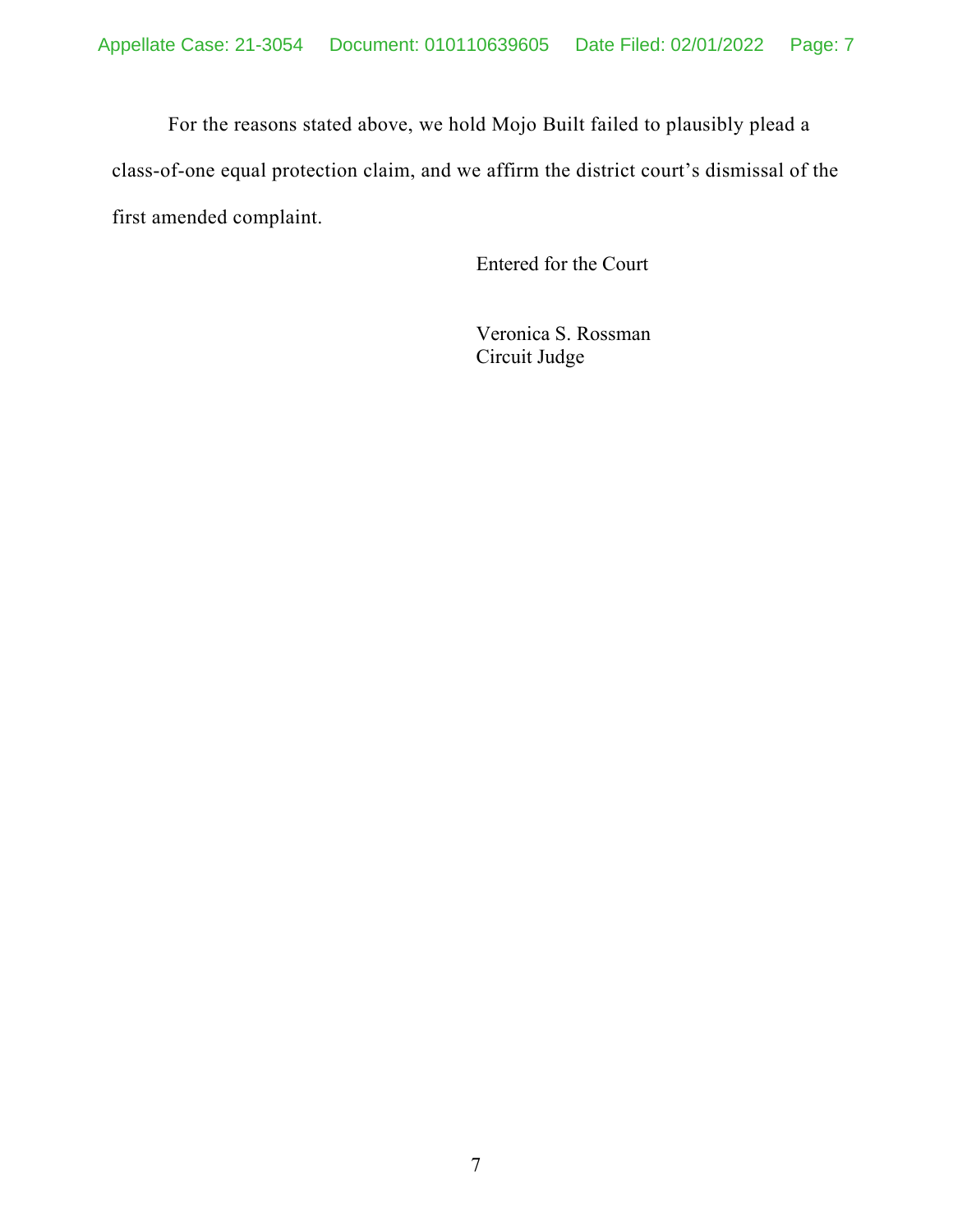For the reasons stated above, we hold Mojo Built failed to plausibly plead a class-of-one equal protection claim, and we affirm the district court's dismissal of the first amended complaint.

Entered for the Court

Veronica S. Rossman
Circuit Judge